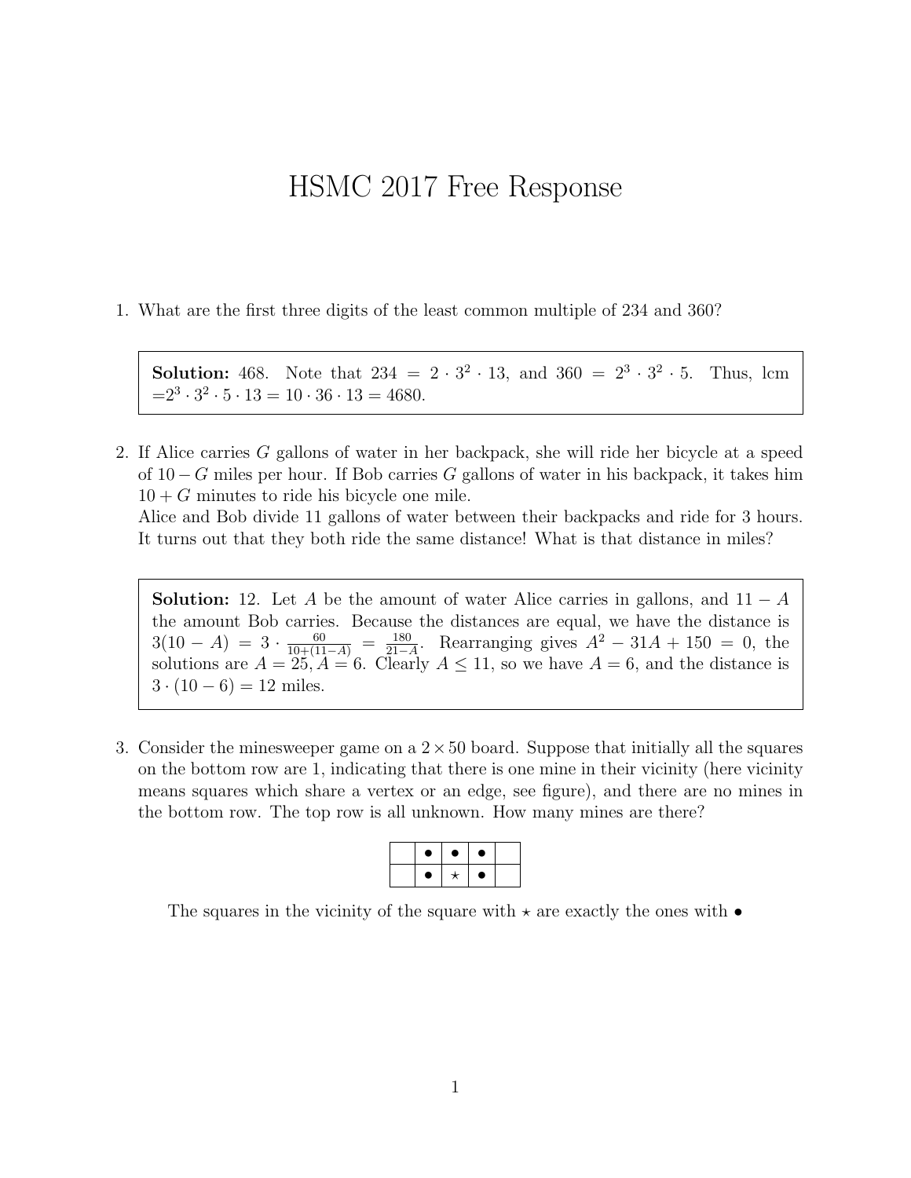# HSMC 2017 Free Response

1. What are the first three digits of the least common multiple of 234 and 360?

> **Solution:** 468. Note that $234 = 2 \cdot 3^2 \cdot 13$, and $360 = 2^3 \cdot 3^2 \cdot 5$. Thus, lcm $= 2^3 \cdot 3^2 \cdot 5 \cdot 13 = 10 \cdot 36 \cdot 13 = 4680$.

2. If Alice carries $G$ gallons of water in her backpack, she will ride her bicycle at a speed of $10 - G$ miles per hour. If Bob carries $G$ gallons of water in his backpack, it takes him $10 + G$ minutes to ride his bicycle one mile.
   Alice and Bob divide 11 gallons of water between their backpacks and ride for 3 hours. It turns out that they both ride the same distance! What is that distance in miles?

> **Solution:** 12. Let $A$ be the amount of water Alice carries in gallons, and $11 - A$ the amount Bob carries. Because the distances are equal, we have the distance is $3(10 - A) = 3 \cdot \frac{60}{10+(11-A)} = \frac{180}{21-A}$. Rearranging gives $A^2 - 31A + 150 = 0$, the solutions are $A = 25, A = 6$. Clearly $A \leq 11$, so we have $A = 6$, and the distance is $3 \cdot (10 - 6) = 12$ miles.

3. Consider the minesweeper game on a $2 \times 50$ board. Suppose that initially all the squares on the bottom row are 1, indicating that there is one mine in their vicinity (here vicinity means squares which share a vertex or an edge, see figure), and there are no mines in the bottom row. The top row is all unknown. How many mines are there?

|   |   |   |   |   |
|---|---|---|---|---|
|   | • | • | • |   |
|   | • | ⋆ | • |   |

The squares in the vicinity of the square with ⋆ are exactly the ones with •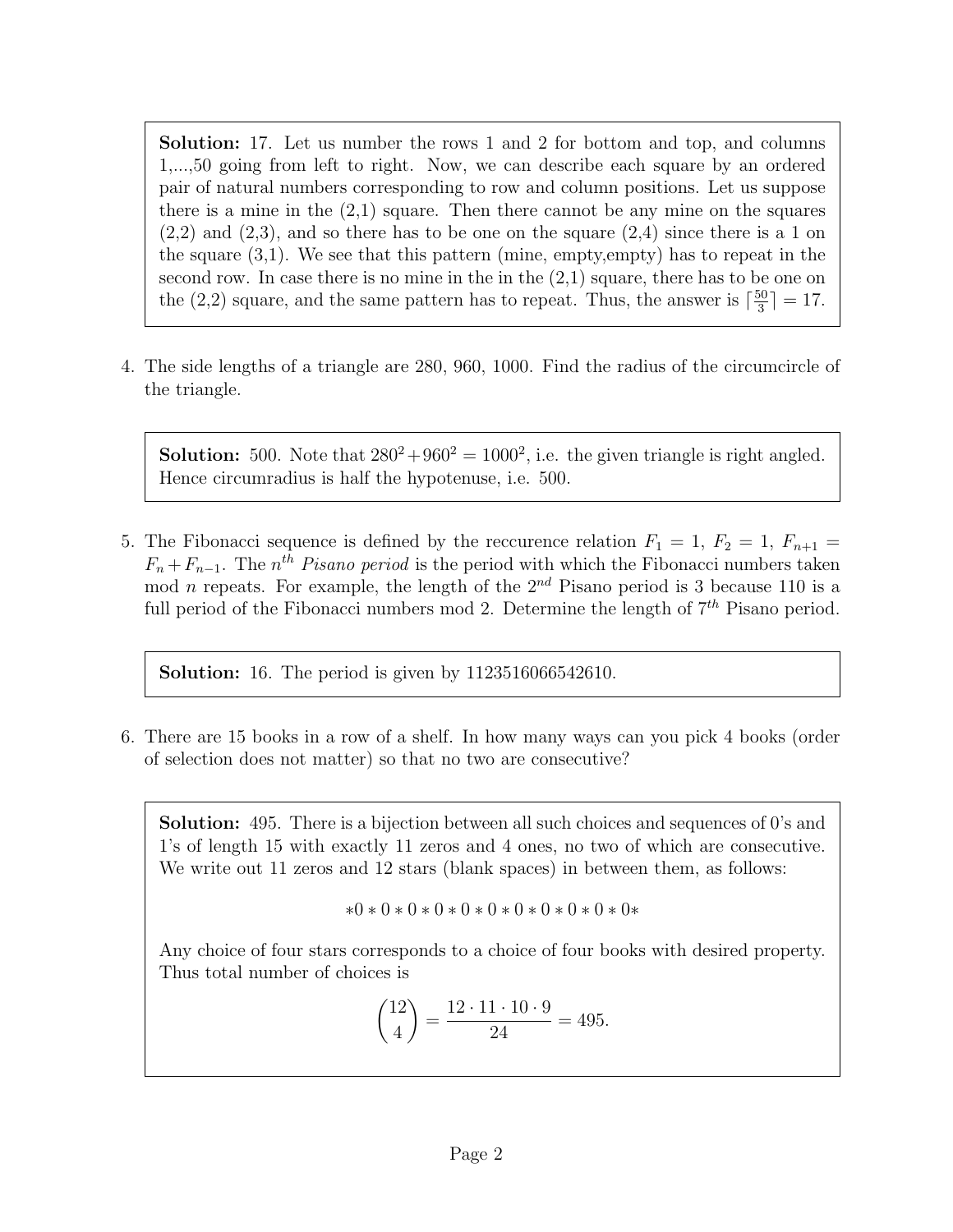**Solution:** 17. Let us number the rows 1 and 2 for bottom and top, and columns 1,...,50 going from left to right. Now, we can describe each square by an ordered pair of natural numbers corresponding to row and column positions. Let us suppose there is a mine in the (2,1) square. Then there cannot be any mine on the squares (2,2) and (2,3), and so there has to be one on the square (2,4) since there is a 1 on the square (3,1). We see that this pattern (mine, empty,empty) has to repeat in the second row. In case there is no mine in the in the (2,1) square, there has to be one on the (2,2) square, and the same pattern has to repeat. Thus, the answer is $\lceil \frac{50}{3} \rceil = 17$.

4. The side lengths of a triangle are 280, 960, 1000. Find the radius of the circumcircle of the triangle.

**Solution:** 500. Note that $280^2 + 960^2 = 1000^2$, i.e. the given triangle is right angled. Hence circumradius is half the hypotenuse, i.e. 500.

5. The Fibonacci sequence is defined by the reccurence relation $F_1 = 1$, $F_2 = 1$, $F_{n+1} = F_n + F_{n-1}$. The $n^{th}$ *Pisano period* is the period with which the Fibonacci numbers taken mod $n$ repeats. For example, the length of the $2^{nd}$ Pisano period is 3 because 110 is a full period of the Fibonacci numbers mod 2. Determine the length of $7^{th}$ Pisano period.

**Solution:** 16. The period is given by 1123516066542610.

6. There are 15 books in a row of a shelf. In how many ways can you pick 4 books (order of selection does not matter) so that no two are consecutive?

**Solution:** 495. There is a bijection between all such choices and sequences of 0's and 1's of length 15 with exactly 11 zeros and 4 ones, no two of which are consecutive. We write out 11 zeros and 12 stars (blank spaces) in between them, as follows:

$$*0*0*0*0*0*0*0*0*0*0*0*$$

Any choice of four stars corresponds to a choice of four books with desired property. Thus total number of choices is

$$\binom{12}{4} = \frac{12 \cdot 11 \cdot 10 \cdot 9}{24} = 495.$$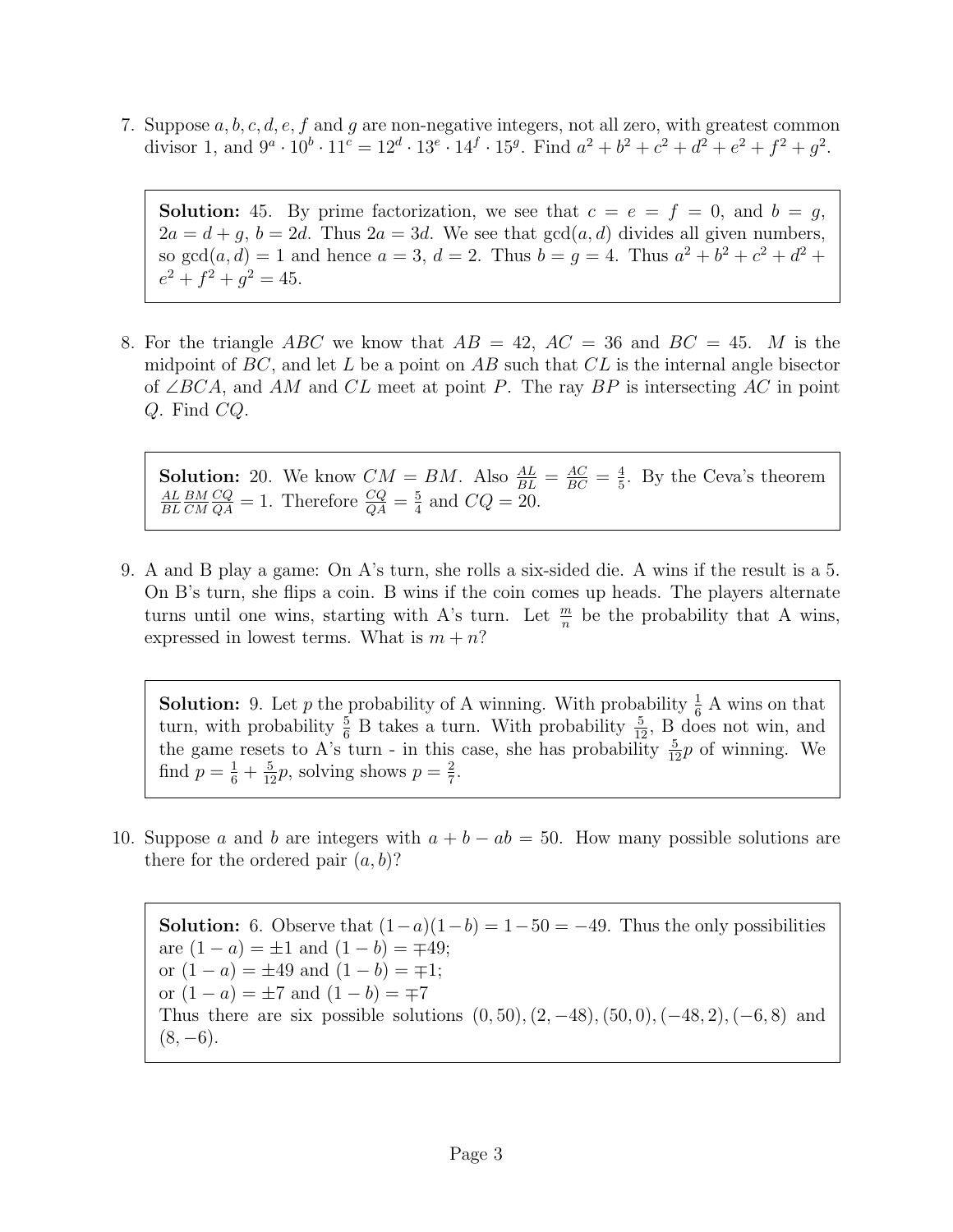7. Suppose $a, b, c, d, e, f$ and $g$ are non-negative integers, not all zero, with greatest common divisor 1, and $9^a \cdot 10^b \cdot 11^c = 12^d \cdot 13^e \cdot 14^f \cdot 15^g$. Find $a^2 + b^2 + c^2 + d^2 + e^2 + f^2 + g^2$.

> **Solution:** 45. By prime factorization, we see that $c = e = f = 0$, and $b = g$, $2a = d + g$, $b = 2d$. Thus $2a = 3d$. We see that $\gcd(a, d)$ divides all given numbers, so $\gcd(a, d) = 1$ and hence $a = 3$, $d = 2$. Thus $b = g = 4$. Thus $a^2 + b^2 + c^2 + d^2 + e^2 + f^2 + g^2 = 45$.

8. For the triangle $ABC$ we know that $AB = 42$, $AC = 36$ and $BC = 45$. $M$ is the midpoint of $BC$, and let $L$ be a point on $AB$ such that $CL$ is the internal angle bisector of $\angle BCA$, and $AM$ and $CL$ meet at point $P$. The ray $BP$ is intersecting $AC$ in point $Q$. Find $CQ$.

> **Solution:** 20. We know $CM = BM$. Also $\frac{AL}{BL} = \frac{AC}{BC} = \frac{4}{5}$. By the Ceva's theorem $\frac{AL}{BL}\frac{BM}{CM}\frac{CQ}{QA} = 1$. Therefore $\frac{CQ}{QA} = \frac{5}{4}$ and $CQ = 20$.

9. A and B play a game: On A's turn, she rolls a six-sided die. A wins if the result is a 5. On B's turn, she flips a coin. B wins if the coin comes up heads. The players alternate turns until one wins, starting with A's turn. Let $\frac{m}{n}$ be the probability that A wins, expressed in lowest terms. What is $m + n$?

> **Solution:** 9. Let $p$ the probability of A winning. With probability $\frac{1}{6}$ A wins on that turn, with probability $\frac{5}{6}$ B takes a turn. With probability $\frac{5}{12}$, B does not win, and the game resets to A's turn - in this case, she has probability $\frac{5}{12}p$ of winning. We find $p = \frac{1}{6} + \frac{5}{12}p$, solving shows $p = \frac{2}{7}$.

10. Suppose $a$ and $b$ are integers with $a + b - ab = 50$. How many possible solutions are there for the ordered pair $(a, b)$?

> **Solution:** 6. Observe that $(1-a)(1-b) = 1 - 50 = -49$. Thus the only possibilities are $(1 - a) = \pm 1$ and $(1 - b) = \mp 49$;
> or $(1 - a) = \pm 49$ and $(1 - b) = \mp 1$;
> or $(1 - a) = \pm 7$ and $(1 - b) = \mp 7$
> Thus there are six possible solutions $(0, 50), (2, -48), (50, 0), (-48, 2), (-6, 8)$ and $(8, -6)$.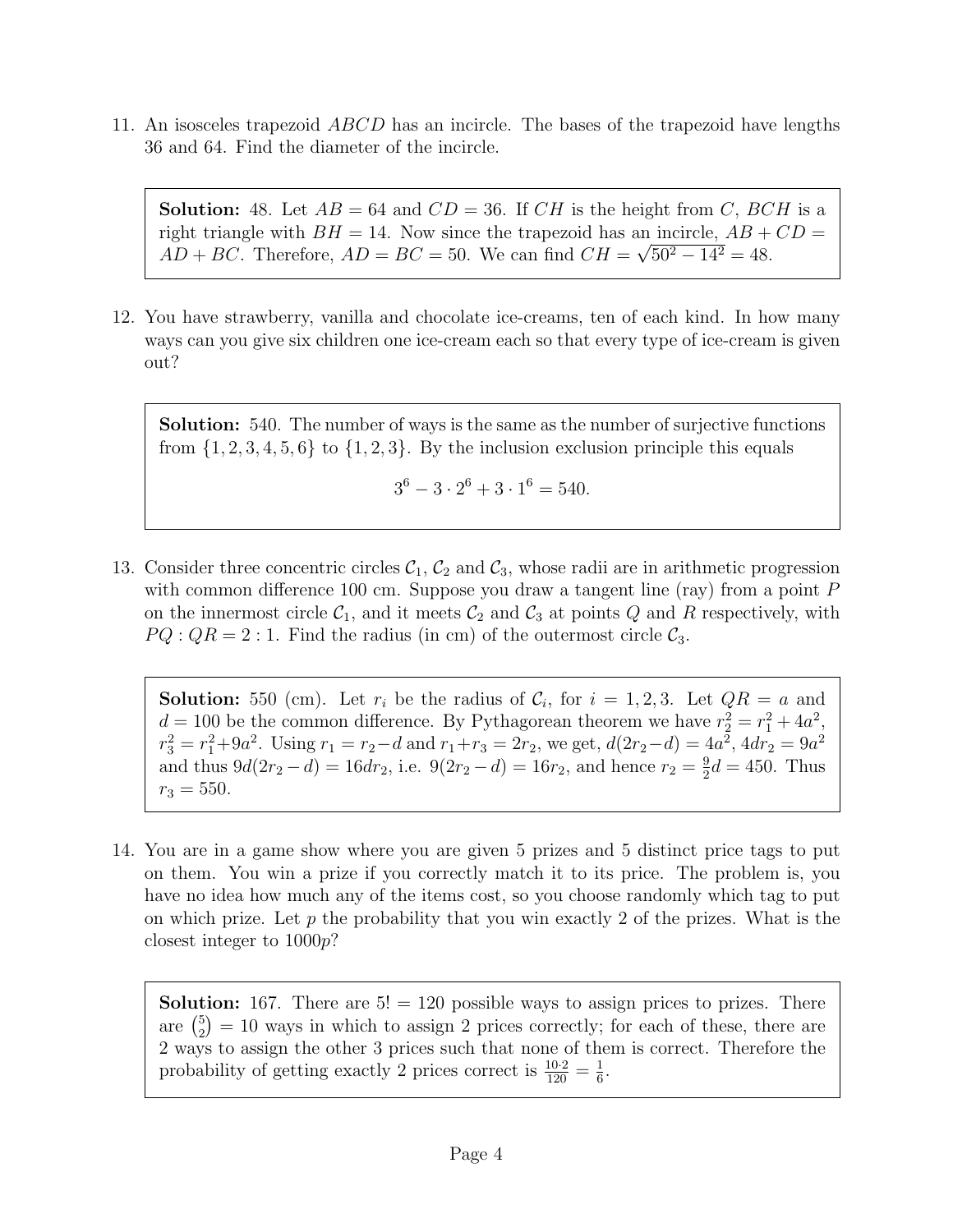11. An isosceles trapezoid $ABCD$ has an incircle. The bases of the trapezoid have lengths 36 and 64. Find the diameter of the incircle.

> **Solution:** 48. Let $AB = 64$ and $CD = 36$. If $CH$ is the height from $C$, $BCH$ is a right triangle with $BH = 14$. Now since the trapezoid has an incircle, $AB + CD = AD + BC$. Therefore, $AD = BC = 50$. We can find $CH = \sqrt{50^2 - 14^2} = 48$.

12. You have strawberry, vanilla and chocolate ice-creams, ten of each kind. In how many ways can you give six children one ice-cream each so that every type of ice-cream is given out?

> **Solution:** 540. The number of ways is the same as the number of surjective functions from $\{1, 2, 3, 4, 5, 6\}$ to $\{1, 2, 3\}$. By the inclusion exclusion principle this equals
>
> $$3^6 - 3 \cdot 2^6 + 3 \cdot 1^6 = 540.$$

13. Consider three concentric circles $\mathcal{C}_1$, $\mathcal{C}_2$ and $\mathcal{C}_3$, whose radii are in arithmetic progression with common difference 100 cm. Suppose you draw a tangent line (ray) from a point $P$ on the innermost circle $\mathcal{C}_1$, and it meets $\mathcal{C}_2$ and $\mathcal{C}_3$ at points $Q$ and $R$ respectively, with $PQ : QR = 2 : 1$. Find the radius (in cm) of the outermost circle $\mathcal{C}_3$.

> **Solution:** 550 (cm). Let $r_i$ be the radius of $\mathcal{C}_i$, for $i = 1, 2, 3$. Let $QR = a$ and $d = 100$ be the common difference. By Pythagorean theorem we have $r_2^2 = r_1^2 + 4a^2$, $r_3^2 = r_1^2 + 9a^2$. Using $r_1 = r_2 - d$ and $r_1 + r_3 = 2r_2$, we get, $d(2r_2 - d) = 4a^2$, $4dr_2 = 9a^2$ and thus $9d(2r_2 - d) = 16dr_2$, i.e. $9(2r_2 - d) = 16r_2$, and hence $r_2 = \frac{9}{2}d = 450$. Thus $r_3 = 550$.

14. You are in a game show where you are given 5 prizes and 5 distinct price tags to put on them. You win a prize if you correctly match it to its price. The problem is, you have no idea how much any of the items cost, so you choose randomly which tag to put on which prize. Let $p$ the probability that you win exactly 2 of the prizes. What is the closest integer to $1000p$?

> **Solution:** 167. There are $5! = 120$ possible ways to assign prices to prizes. There are $\binom{5}{2} = 10$ ways in which to assign 2 prices correctly; for each of these, there are 2 ways to assign the other 3 prices such that none of them is correct. Therefore the probability of getting exactly 2 prices correct is $\frac{10 \cdot 2}{120} = \frac{1}{6}$.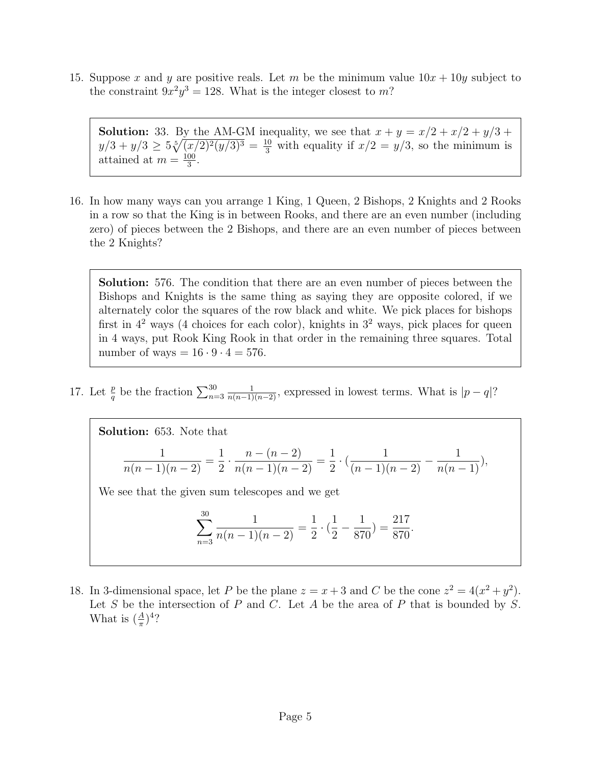15. Suppose $x$ and $y$ are positive reals. Let $m$ be the minimum value $10x + 10y$ subject to the constraint $9x^2y^3 = 128$. What is the integer closest to $m$?

> **Solution:** 33. By the AM-GM inequality, we see that $x + y = x/2 + x/2 + y/3 + y/3 + y/3 \geq 5\sqrt[5]{(x/2)^2(y/3)^3} = \frac{10}{3}$ with equality if $x/2 = y/3$, so the minimum is attained at $m = \frac{100}{3}$.

16. In how many ways can you arrange 1 King, 1 Queen, 2 Bishops, 2 Knights and 2 Rooks in a row so that the King is in between Rooks, and there are an even number (including zero) of pieces between the 2 Bishops, and there are an even number of pieces between the 2 Knights?

> **Solution:** 576. The condition that there are an even number of pieces between the Bishops and Knights is the same thing as saying they are opposite colored, if we alternately color the squares of the row black and white. We pick places for bishops first in $4^2$ ways (4 choices for each color), knights in $3^2$ ways, pick places for queen in 4 ways, put Rook King Rook in that order in the remaining three squares. Total number of ways $= 16 \cdot 9 \cdot 4 = 576$.

17. Let $\frac{p}{q}$ be the fraction $\sum_{n=3}^{30} \frac{1}{n(n-1)(n-2)}$, expressed in lowest terms. What is $|p - q|$?

> **Solution:** 653. Note that
>
> $$\frac{1}{n(n-1)(n-2)} = \frac{1}{2} \cdot \frac{n-(n-2)}{n(n-1)(n-2)} = \frac{1}{2} \cdot \left(\frac{1}{(n-1)(n-2)} - \frac{1}{n(n-1)}\right),$$
>
> We see that the given sum telescopes and we get
>
> $$\sum_{n=3}^{30} \frac{1}{n(n-1)(n-2)} = \frac{1}{2} \cdot \left(\frac{1}{2} - \frac{1}{870}\right) = \frac{217}{870}.$$

18. In 3-dimensional space, let $P$ be the plane $z = x + 3$ and $C$ be the cone $z^2 = 4(x^2 + y^2)$. Let $S$ be the intersection of $P$ and $C$. Let $A$ be the area of $P$ that is bounded by $S$. What is $(\frac{A}{\pi})^4$?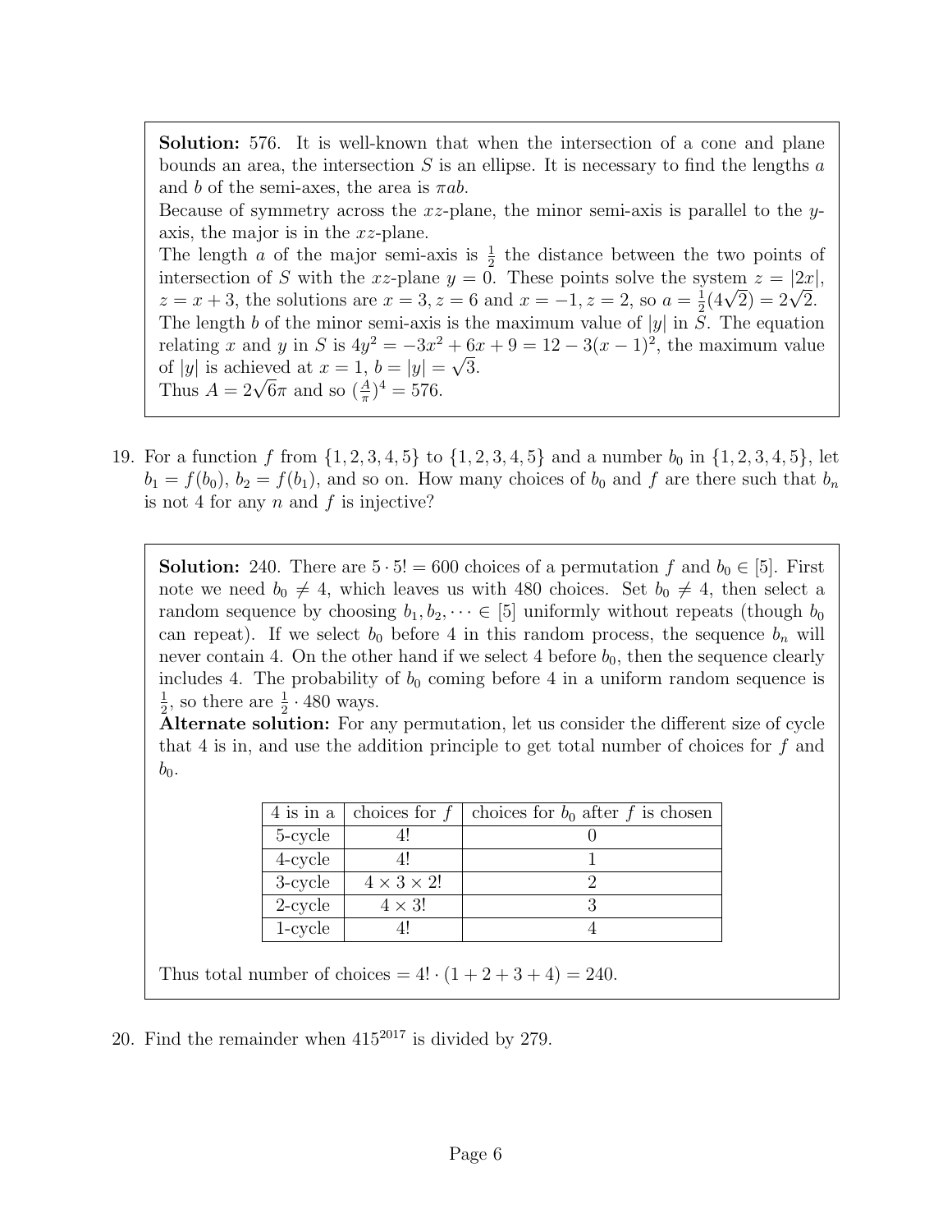**Solution:** 576. It is well-known that when the intersection of a cone and plane bounds an area, the intersection $S$ is an ellipse. It is necessary to find the lengths $a$ and $b$ of the semi-axes, the area is $\pi ab$.
Because of symmetry across the $xz$-plane, the minor semi-axis is parallel to the $y$-axis, the major is in the $xz$-plane.
The length $a$ of the major semi-axis is $\frac{1}{2}$ the distance between the two points of intersection of $S$ with the $xz$-plane $y = 0$. These points solve the system $z = |2x|$, $z = x + 3$, the solutions are $x = 3, z = 6$ and $x = -1, z = 2$, so $a = \frac{1}{2}(4\sqrt{2}) = 2\sqrt{2}$.
The length $b$ of the minor semi-axis is the maximum value of $|y|$ in $S$. The equation relating $x$ and $y$ in $S$ is $4y^2 = -3x^2 + 6x + 9 = 12 - 3(x-1)^2$, the maximum value of $|y|$ is achieved at $x = 1$, $b = |y| = \sqrt{3}$.
Thus $A = 2\sqrt{6}\pi$ and so $(\frac{A}{\pi})^4 = 576$.

19. For a function $f$ from $\{1, 2, 3, 4, 5\}$ to $\{1, 2, 3, 4, 5\}$ and a number $b_0$ in $\{1, 2, 3, 4, 5\}$, let $b_1 = f(b_0)$, $b_2 = f(b_1)$, and so on. How many choices of $b_0$ and $f$ are there such that $b_n$ is not 4 for any $n$ and $f$ is injective?

**Solution:** 240. There are $5 \cdot 5! = 600$ choices of a permutation $f$ and $b_0 \in [5]$. First note we need $b_0 \neq 4$, which leaves us with 480 choices. Set $b_0 \neq 4$, then select a random sequence by choosing $b_1, b_2, \cdots \in [5]$ uniformly without repeats (though $b_0$ can repeat). If we select $b_0$ before 4 in this random process, the sequence $b_n$ will never contain 4. On the other hand if we select 4 before $b_0$, then the sequence clearly includes 4. The probability of $b_0$ coming before 4 in a uniform random sequence is $\frac{1}{2}$, so there are $\frac{1}{2} \cdot 480$ ways.
**Alternate solution:** For any permutation, let us consider the different size of cycle that 4 is in, and use the addition principle to get total number of choices for $f$ and $b_0$.

| 4 is in a | choices for $f$ | choices for $b_0$ after $f$ is chosen |
|---|---|---|
| 5-cycle | $4!$ | 0 |
| 4-cycle | $4!$ | 1 |
| 3-cycle | $4 \times 3 \times 2!$ | 2 |
| 2-cycle | $4 \times 3!$ | 3 |
| 1-cycle | $4!$ | 4 |

Thus total number of choices $= 4! \cdot (1 + 2 + 3 + 4) = 240$.

20. Find the remainder when $415^{2017}$ is divided by 279.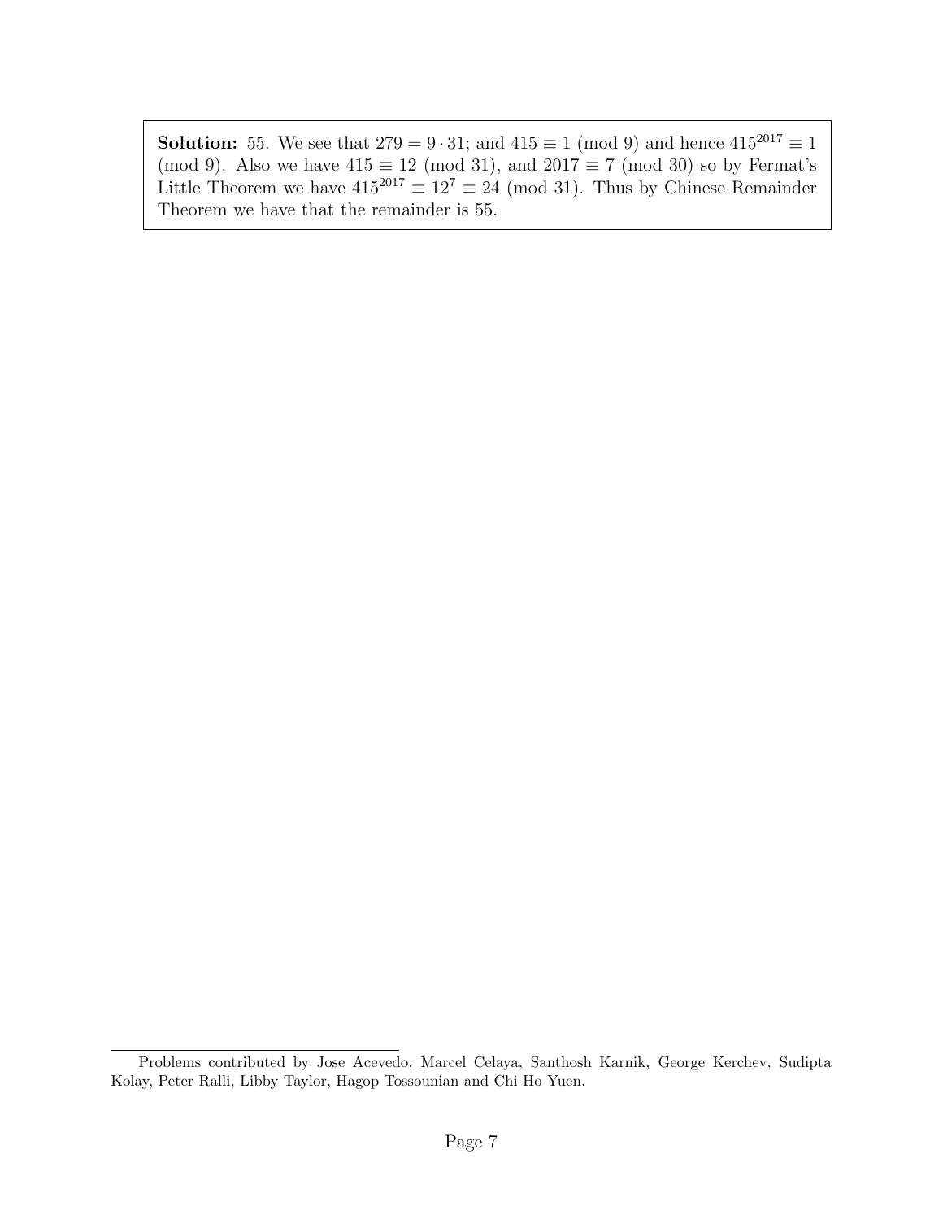**Solution:** 55. We see that $279 = 9 \cdot 31$; and $415 \equiv 1 \pmod 9$ and hence $415^{2017} \equiv 1 \pmod 9$. Also we have $415 \equiv 12 \pmod{31}$, and $2017 \equiv 7 \pmod{30}$ so by Fermat's Little Theorem we have $415^{2017} \equiv 12^7 \equiv 24 \pmod{31}$. Thus by Chinese Remainder Theorem we have that the remainder is 55.

---

Problems contributed by Jose Acevedo, Marcel Celaya, Santhosh Karnik, George Kerchev, Sudipta Kolay, Peter Ralli, Libby Taylor, Hagop Tossounian and Chi Ho Yuen.